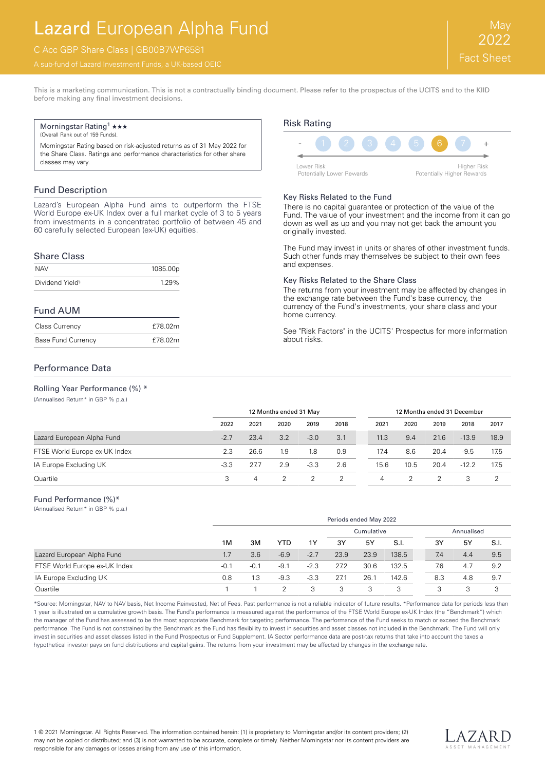# Lazard European Alpha Fund

C Acc GBP Share Class | GB00B7WP6581

A sub-fund of Lazard Investment Funds, a UK-based OEIC

May 2022 Fact Sheet

This is a marketing communication. This is not a contractually binding document. Please refer to the prospectus of the UCITS and to the KIID before making any final investment decisions.

Morningstar Rating[1] ★★★
(Overall Rank out of 159 Funds).

Morningstar Rating based on risk-adjusted returns as of 31 May 2022 for the Share Class. Ratings and performance characteristics for other share classes may vary.

## Fund Description

Lazard's European Alpha Fund aims to outperform the FTSE World Europe ex-UK Index over a full market cycle of 3 to 5 years from investments in a concentrated portfolio of between 45 and 60 carefully selected European (ex-UK) equities.

## Share Class

| | |
|---|---|
| NAV | 1085.00p |
| Dividend Yield§ | 1.29% |

## Fund AUM

| | |
|---|---|
| Class Currency | £78.02m |
| Base Fund Currency | £78.02m |

## Risk Rating

- 1 2 3 4 5 **6** 7 +

Lower Risk
Potentially Lower Rewards

Higher Risk
Potentially Higher Rewards

### Key Risks Related to the Fund

There is no capital guarantee or protection of the value of the Fund. The value of your investment and the income from it can go down as well as up and you may not get back the amount you originally invested.

The Fund may invest in units or shares of other investment funds. Such other funds may themselves be subject to their own fees and expenses.

### Key Risks Related to the Share Class

The returns from your investment may be affected by changes in the exchange rate between the Fund's base currency, the currency of the Fund's investments, your share class and your home currency.

See "Risk Factors" in the UCITS' Prospectus for more information about risks.

## Performance Data

### Rolling Year Performance (%) *

(Annualised Return* in GBP % p.a.)

| | 12 Months ended 31 May | | | | | 12 Months ended 31 December | | | | |
|---|---|---|---|---|---|---|---|---|---|---|
| | 2022 | 2021 | 2020 | 2019 | 2018 | 2021 | 2020 | 2019 | 2018 | 2017 |
| Lazard European Alpha Fund | -2.7 | 23.4 | 3.2 | -3.0 | 3.1 | 11.3 | 9.4 | 21.6 | -13.9 | 18.9 |
| FTSE World Europe ex-UK Index | -2.3 | 26.6 | 1.9 | 1.8 | 0.9 | 17.4 | 8.6 | 20.4 | -9.5 | 17.5 |
| IA Europe Excluding UK | -3.3 | 27.7 | 2.9 | -3.3 | 2.6 | 15.6 | 10.5 | 20.4 | -12.2 | 17.5 |
| Quartile | 3 | 4 | 2 | 2 | 2 | 4 | 2 | 2 | 3 | 2 |

### Fund Performance (%)*

(Annualised Return* in GBP % p.a.)

| | Periods ended May 2022 | | | | | | | | | |
|---|---|---|---|---|---|---|---|---|---|---|
| | | | | | Cumulative | | | Annualised | | |
| | 1M | 3M | YTD | 1Y | 3Y | 5Y | S.I. | 3Y | 5Y | S.I. |
| Lazard European Alpha Fund | 1.7 | 3.6 | -6.9 | -2.7 | 23.9 | 23.9 | 138.5 | 7.4 | 4.4 | 9.5 |
| FTSE World Europe ex-UK Index | -0.1 | -0.1 | -9.1 | -2.3 | 27.2 | 30.6 | 132.5 | 7.6 | 4.7 | 9.2 |
| IA Europe Excluding UK | 0.8 | 1.3 | -9.3 | -3.3 | 27.1 | 26.1 | 142.6 | 8.3 | 4.8 | 9.7 |
| Quartile | 1 | 1 | 2 | 3 | 3 | 3 | 3 | 3 | 3 | 3 |

*Source: Morningstar, NAV to NAV basis, Net Income Reinvested, Net of Fees. Past performance is not a reliable indicator of future results. *Performance data for periods less than 1 year is illustrated on a cumulative growth basis. The Fund's performance is measured against the performance of the FTSE World Europe ex-UK Index (the "Benchmark") which the manager of the Fund has assessed to be the most appropriate Benchmark for targeting performance. The performance of the Fund seeks to match or exceed the Benchmark performance. The Fund is not constrained by the Benchmark as the Fund has flexibility to invest in securities and asset classes not included in the Benchmark. The Fund will only invest in securities and asset classes listed in the Fund Prospectus or Fund Supplement. IA Sector performance data are post-tax returns that take into account the taxes a hypothetical investor pays on fund distributions and capital gains. The returns from your investment may be affected by changes in the exchange rate.

1 © 2021 Morningstar. All Rights Reserved. The information contained herein: (1) is proprietary to Morningstar and/or its content providers; (2) may not be copied or distributed; and (3) is not warranted to be accurate, complete or timely. Neither Morningstar nor its content providers are responsible for any damages or losses arising from any use of this information.

LAZARD ASSET MANAGEMENT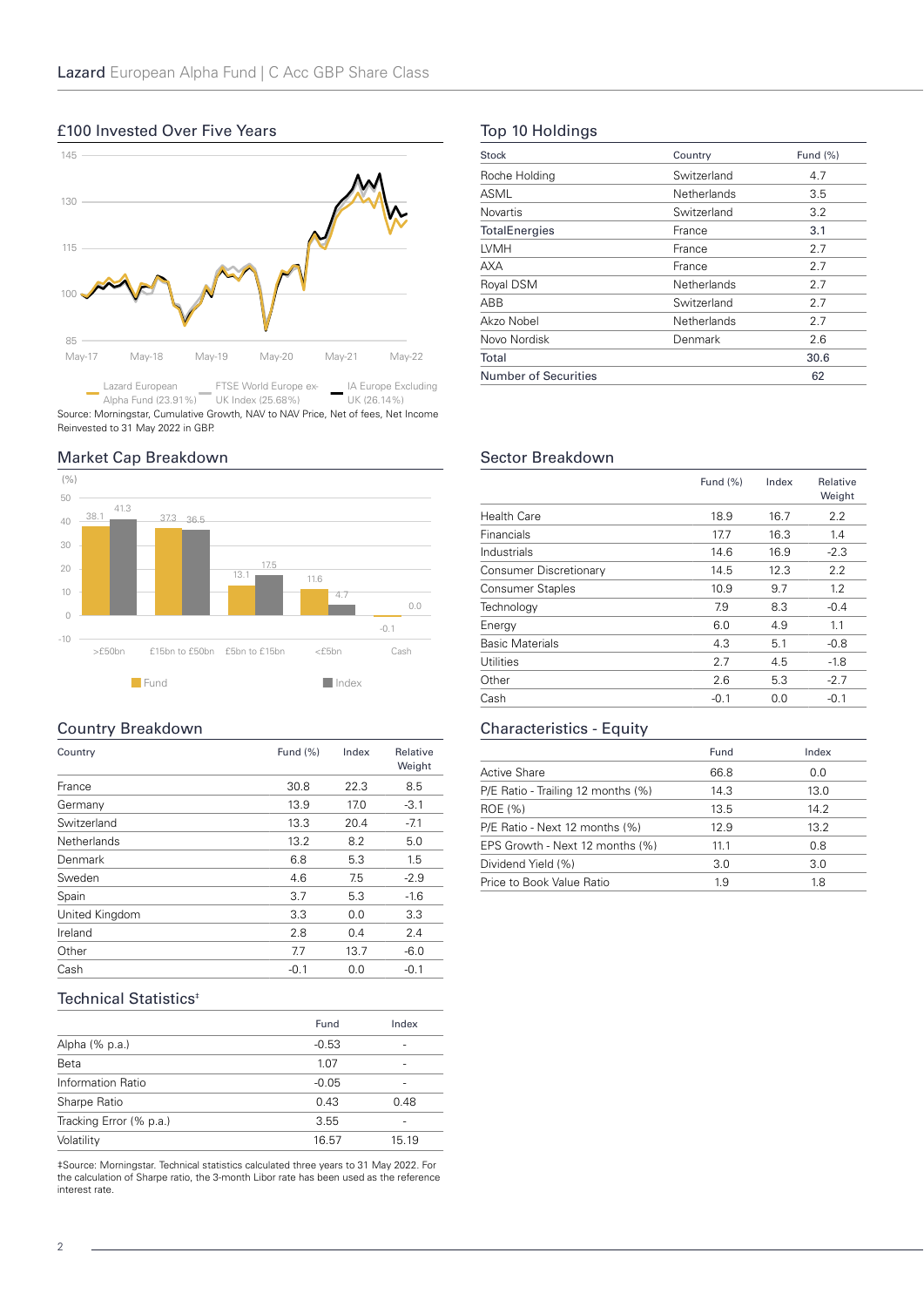## £100 Invested Over Five Years

Lazard European Alpha Fund (23.91%) | FTSE World Europe ex-UK Index (25.68%) | IA Europe Excluding UK (26.14%)

Source: Morningstar, Cumulative Growth, NAV to NAV Price, Net of fees, Net Income Reinvested to 31 May 2022 in GBP.

## Top 10 Holdings

| Stock | Country | Fund (%) |
|---|---|---|
| Roche Holding | Switzerland | 4.7 |
| ASML | Netherlands | 3.5 |
| Novartis | Switzerland | 3.2 |
| TotalEnergies | France | 3.1 |
| LVMH | France | 2.7 |
| AXA | France | 2.7 |
| Royal DSM | Netherlands | 2.7 |
| ABB | Switzerland | 2.7 |
| Akzo Nobel | Netherlands | 2.7 |
| Novo Nordisk | Denmark | 2.6 |
| Total | | 30.6 |
| Number of Securities | | 62 |

## Market Cap Breakdown

| (%) | Fund | Index |
|---|---|---|
| >£50bn | 38.1 | 41.3 |
| £15bn to £50bn | 37.3 | 36.5 |
| £5bn to £15bn | 13.1 | 17.5 |
| <£5bn | 11.6 | 4.7 |
| Cash | -0.1 | 0.0 |

## Sector Breakdown

| | Fund (%) | Index | Relative Weight |
|---|---|---|---|
| Health Care | 18.9 | 16.7 | 2.2 |
| Financials | 17.7 | 16.3 | 1.4 |
| Industrials | 14.6 | 16.9 | -2.3 |
| Consumer Discretionary | 14.5 | 12.3 | 2.2 |
| Consumer Staples | 10.9 | 9.7 | 1.2 |
| Technology | 7.9 | 8.3 | -0.4 |
| Energy | 6.0 | 4.9 | 1.1 |
| Basic Materials | 4.3 | 5.1 | -0.8 |
| Utilities | 2.7 | 4.5 | -1.8 |
| Other | 2.6 | 5.3 | -2.7 |
| Cash | -0.1 | 0.0 | -0.1 |

## Country Breakdown

| Country | Fund (%) | Index | Relative Weight |
|---|---|---|---|
| France | 30.8 | 22.3 | 8.5 |
| Germany | 13.9 | 17.0 | -3.1 |
| Switzerland | 13.3 | 20.4 | -7.1 |
| Netherlands | 13.2 | 8.2 | 5.0 |
| Denmark | 6.8 | 5.3 | 1.5 |
| Sweden | 4.6 | 7.5 | -2.9 |
| Spain | 3.7 | 5.3 | -1.6 |
| United Kingdom | 3.3 | 0.0 | 3.3 |
| Ireland | 2.8 | 0.4 | 2.4 |
| Other | 7.7 | 13.7 | -6.0 |
| Cash | -0.1 | 0.0 | -0.1 |

## Characteristics - Equity

| | Fund | Index |
|---|---|---|
| Active Share | 66.8 | 0.0 |
| P/E Ratio - Trailing 12 months (%) | 14.3 | 13.0 |
| ROE (%) | 13.5 | 14.2 |
| P/E Ratio - Next 12 months (%) | 12.9 | 13.2 |
| EPS Growth - Next 12 months (%) | 11.1 | 0.8 |
| Dividend Yield (%) | 3.0 | 3.0 |
| Price to Book Value Ratio | 1.9 | 1.8 |

## Technical Statistics‡

| | Fund | Index |
|---|---|---|
| Alpha (% p.a.) | -0.53 | - |
| Beta | 1.07 | - |
| Information Ratio | -0.05 | - |
| Sharpe Ratio | 0.43 | 0.48 |
| Tracking Error (% p.a.) | 3.55 | - |
| Volatility | 16.57 | 15.19 |

‡Source: Morningstar. Technical statistics calculated three years to 31 May 2022. For the calculation of Sharpe ratio, the 3-month Libor rate has been used as the reference interest rate.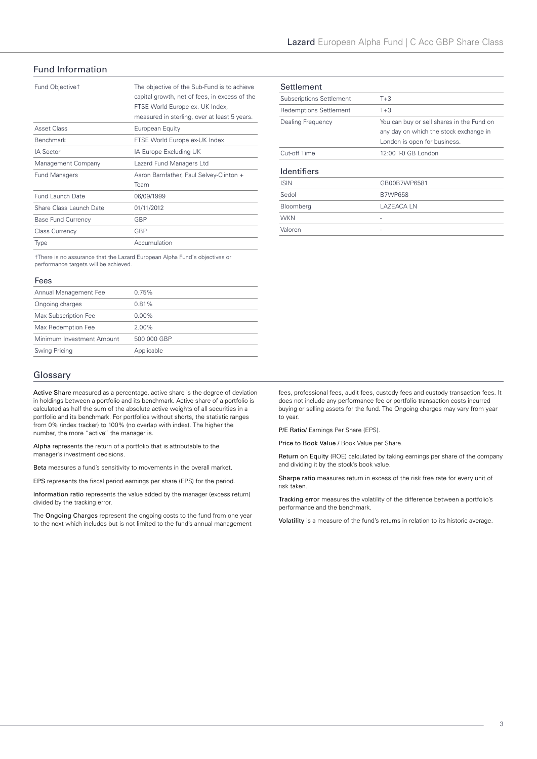## Fund Information

| Fund Objective† | The objective of the Sub-Fund is to achieve capital growth, net of fees, in excess of the FTSE World Europe ex. UK Index, measured in sterling, over at least 5 years. |
|---|---|
| Asset Class | European Equity |
| Benchmark | FTSE World Europe ex-UK Index |
| IA Sector | IA Europe Excluding UK |
| Management Company | Lazard Fund Managers Ltd |
| Fund Managers | Aaron Barnfather, Paul Selvey-Clinton + Team |
| Fund Launch Date | 06/09/1999 |
| Share Class Launch Date | 01/11/2012 |
| Base Fund Currency | GBP |
| Class Currency | GBP |
| Type | Accumulation |

†There is no assurance that the Lazard European Alpha Fund's objectives or performance targets will be achieved.

### Fees

| Annual Management Fee | 0.75% |
|---|---|
| Ongoing charges | 0.81% |
| Max Subscription Fee | 0.00% |
| Max Redemption Fee | 2.00% |
| Minimum Investment Amount | 500 000 GBP |
| Swing Pricing | Applicable |

### Settlement

| Subscriptions Settlement | T+3 |
|---|---|
| Redemptions Settlement | T+3 |
| Dealing Frequency | You can buy or sell shares in the Fund on any day on which the stock exchange in London is open for business. |
| Cut-off Time | 12:00 T-0 GB London |

### Identifiers

| ISIN | GB00B7WP6581 |
|---|---|
| Sedol | B7WP658 |
| Bloomberg | LAZEACA LN |
| WKN | - |
| Valoren | - |

## Glossary

**Active Share** measured as a percentage, active share is the degree of deviation in holdings between a portfolio and its benchmark. Active share of a portfolio is calculated as half the sum of the absolute active weights of all securities in a portfolio and its benchmark. For portfolios without shorts, the statistic ranges from 0% (index tracker) to 100% (no overlap with index). The higher the number, the more "active" the manager is.

**Alpha** represents the return of a portfolio that is attributable to the manager's investment decisions.

**Beta** measures a fund's sensitivity to movements in the overall market.

**EPS** represents the fiscal period earnings per share (EPS) for the period.

**Information ratio** represents the value added by the manager (excess return) divided by the tracking error.

The **Ongoing Charges** represent the ongoing costs to the fund from one year to the next which includes but is not limited to the fund's annual management fees, professional fees, audit fees, custody fees and custody transaction fees. It does not include any performance fee or portfolio transaction costs incurred buying or selling assets for the fund. The Ongoing charges may vary from year to year.

**P/E Ratio**/ Earnings Per Share (EPS).

**Price to Book Value** / Book Value per Share.

**Return on Equity** (ROE) calculated by taking earnings per share of the company and dividing it by the stock's book value.

**Sharpe ratio** measures return in excess of the risk free rate for every unit of risk taken.

**Tracking error** measures the volatility of the difference between a portfolio's performance and the benchmark.

**Volatility** is a measure of the fund's returns in relation to its historic average.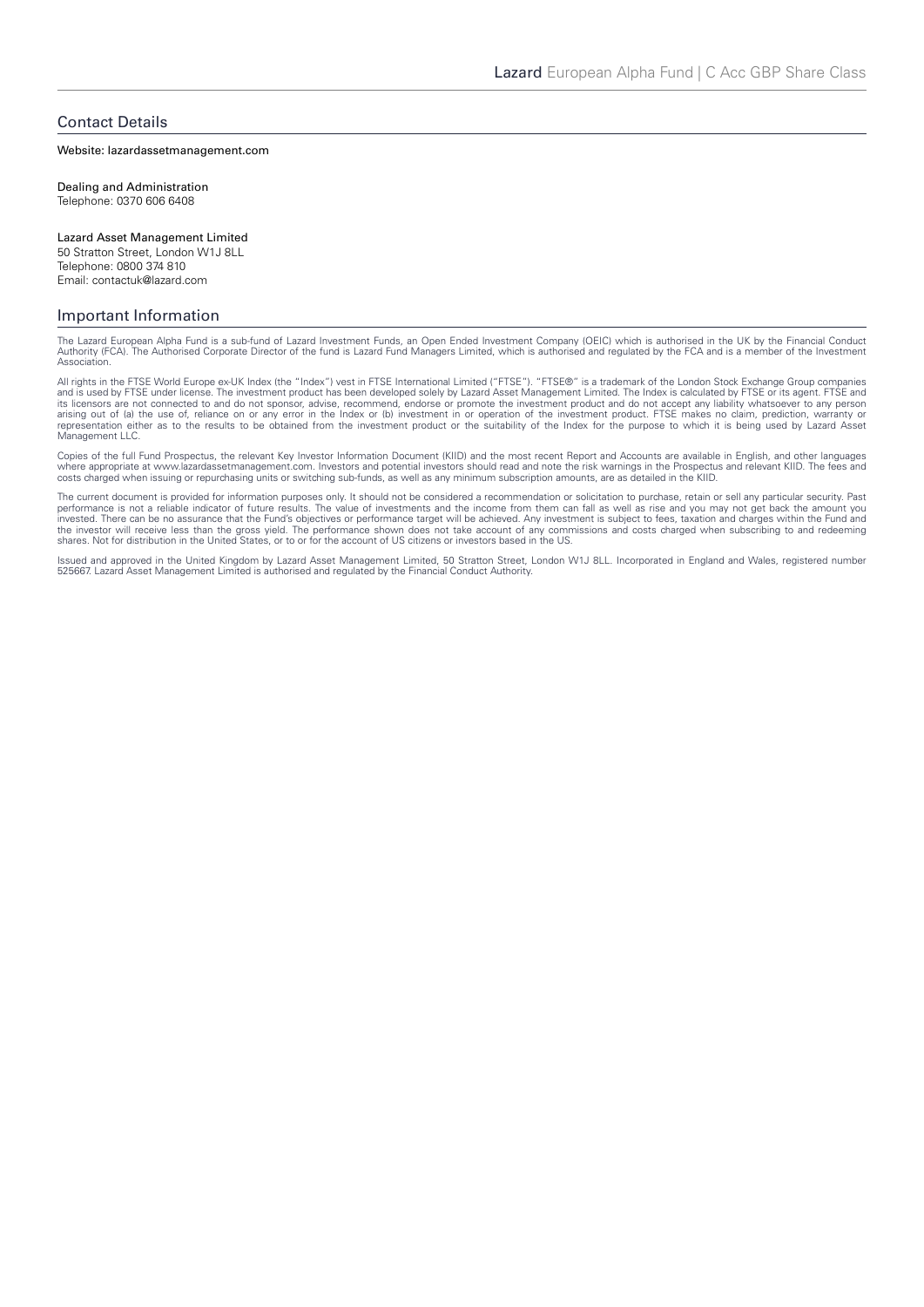## Contact Details

Website: lazardassetmanagement.com

Dealing and Administration
Telephone: 0370 606 6408

Lazard Asset Management Limited
50 Stratton Street, London W1J 8LL
Telephone: 0800 374 810
Email: contactuk@lazard.com

## Important Information

The Lazard European Alpha Fund is a sub-fund of Lazard Investment Funds, an Open Ended Investment Company (OEIC) which is authorised in the UK by the Financial Conduct Authority (FCA). The Authorised Corporate Director of the fund is Lazard Fund Managers Limited, which is authorised and regulated by the FCA and is a member of the Investment Association.

All rights in the FTSE World Europe ex-UK Index (the "Index") vest in FTSE International Limited ("FTSE"). "FTSE®" is a trademark of the London Stock Exchange Group companies and is used by FTSE under license. The investment product has been developed solely by Lazard Asset Management Limited. The Index is calculated by FTSE or its agent. FTSE and its licensors are not connected to and do not sponsor, advise, recommend, endorse or promote the investment product and do not accept any liability whatsoever to any person arising out of (a) the use of, reliance on or any error in the Index or (b) investment in or operation of the investment product. FTSE makes no claim, prediction, warranty or representation either as to the results to be obtained from the investment product or the suitability of the Index for the purpose to which it is being used by Lazard Asset Management LLC.

Copies of the full Fund Prospectus, the relevant Key Investor Information Document (KIID) and the most recent Report and Accounts are available in English, and other languages where appropriate at www.lazardassetmanagement.com. Investors and potential investors should read and note the risk warnings in the Prospectus and relevant KIID. The fees and costs charged when issuing or repurchasing units or switching sub-funds, as well as any minimum subscription amounts, are as detailed in the KIID.

The current document is provided for information purposes only. It should not be considered a recommendation or solicitation to purchase, retain or sell any particular security. Past performance is not a reliable indicator of future results. The value of investments and the income from them can fall as well as rise and you may not get back the amount you invested. There can be no assurance that the Fund's objectives or performance target will be achieved. Any investment is subject to fees, taxation and charges within the Fund and the investor will receive less than the gross yield. The performance shown does not take account of any commissions and costs charged when subscribing to and redeeming shares. Not for distribution in the United States, or to or for the account of US citizens or investors based in the US.

Issued and approved in the United Kingdom by Lazard Asset Management Limited, 50 Stratton Street, London W1J 8LL. Incorporated in England and Wales, registered number 525667. Lazard Asset Management Limited is authorised and regulated by the Financial Conduct Authority.